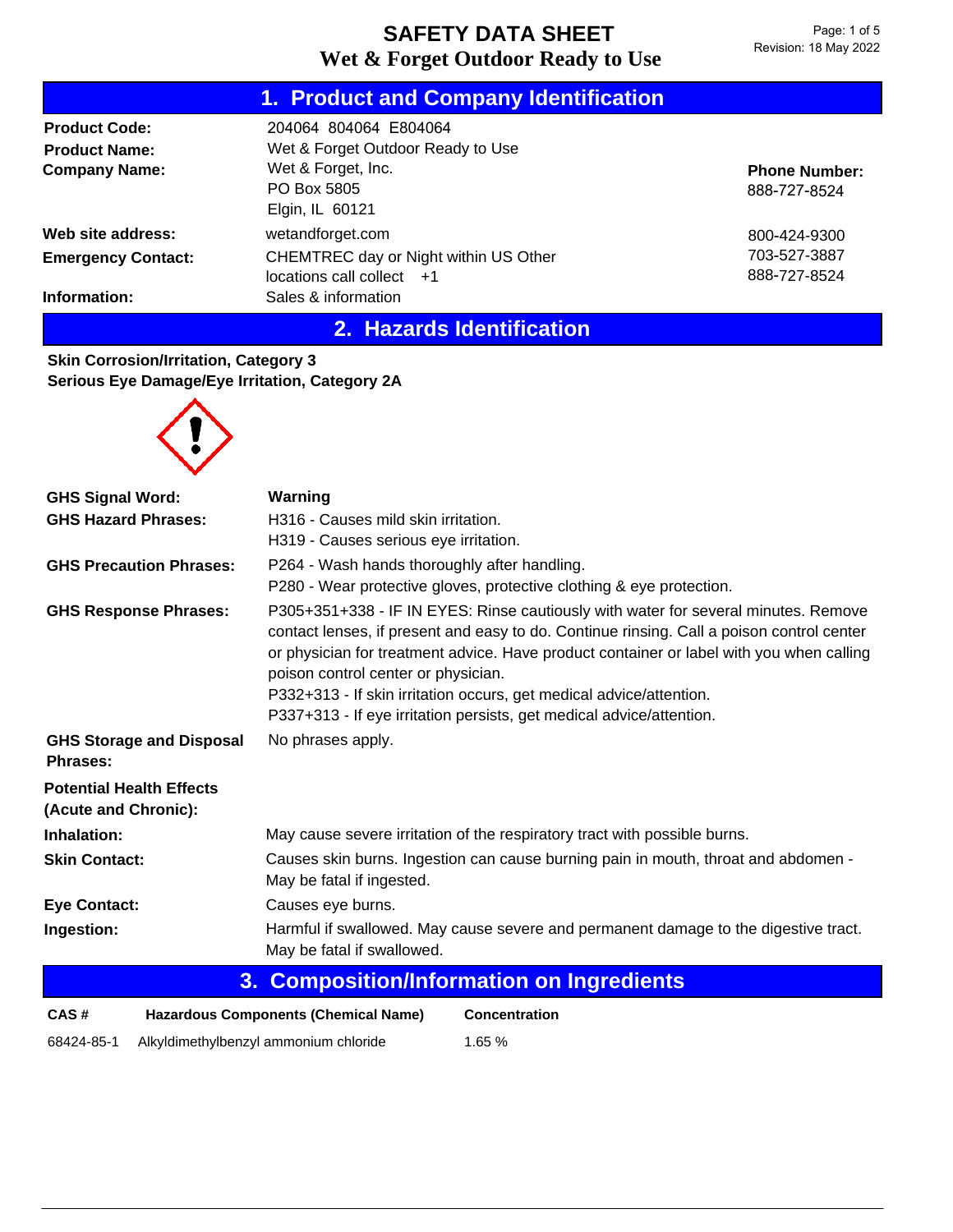# SAFETY DATA SHEET
## Wet & Forget Outdoor Ready to Use

Revision: 18 May 2022

## 1. Product and Company Identification

**Product Code:** 204064 804064 E804064

**Product Name:** Wet & Forget Outdoor Ready to Use

**Company Name:** Wet & Forget, Inc.
PO Box 5805
Elgin, IL 60121

**Phone Number:** 888-727-8524

**Web site address:** wetandforget.com

**Emergency Contact:** CHEMTREC day or Night within US 800-424-9300
Other locations call collect +1 703-527-3887

**Information:** Sales & information 888-727-8524

## 2. Hazards Identification

**Skin Corrosion/Irritation, Category 3**
**Serious Eye Damage/Eye Irritation, Category 2A**

**GHS Signal Word:** **Warning**

**GHS Hazard Phrases:**
H316 - Causes mild skin irritation.
H319 - Causes serious eye irritation.

**GHS Precaution Phrases:**
P264 - Wash hands thoroughly after handling.
P280 - Wear protective gloves, protective clothing & eye protection.

**GHS Response Phrases:**
P305+351+338 - IF IN EYES: Rinse cautiously with water for several minutes. Remove contact lenses, if present and easy to do. Continue rinsing. Call a poison control center or physician for treatment advice. Have product container or label with you when calling poison control center or physician.
P332+313 - If skin irritation occurs, get medical advice/attention.
P337+313 - If eye irritation persists, get medical advice/attention.

**GHS Storage and Disposal Phrases:** No phrases apply.

**Potential Health Effects (Acute and Chronic):**

**Inhalation:** May cause severe irritation of the respiratory tract with possible burns.

**Skin Contact:** Causes skin burns. Ingestion can cause burning pain in mouth, throat and abdomen - May be fatal if ingested.

**Eye Contact:** Causes eye burns.

**Ingestion:** Harmful if swallowed. May cause severe and permanent damage to the digestive tract. May be fatal if swallowed.

## 3. Composition/Information on Ingredients

| CAS # | Hazardous Components (Chemical Name) | Concentration |
|---|---|---|
| 68424-85-1 | Alkyldimethylbenzyl ammonium chloride | 1.65 % |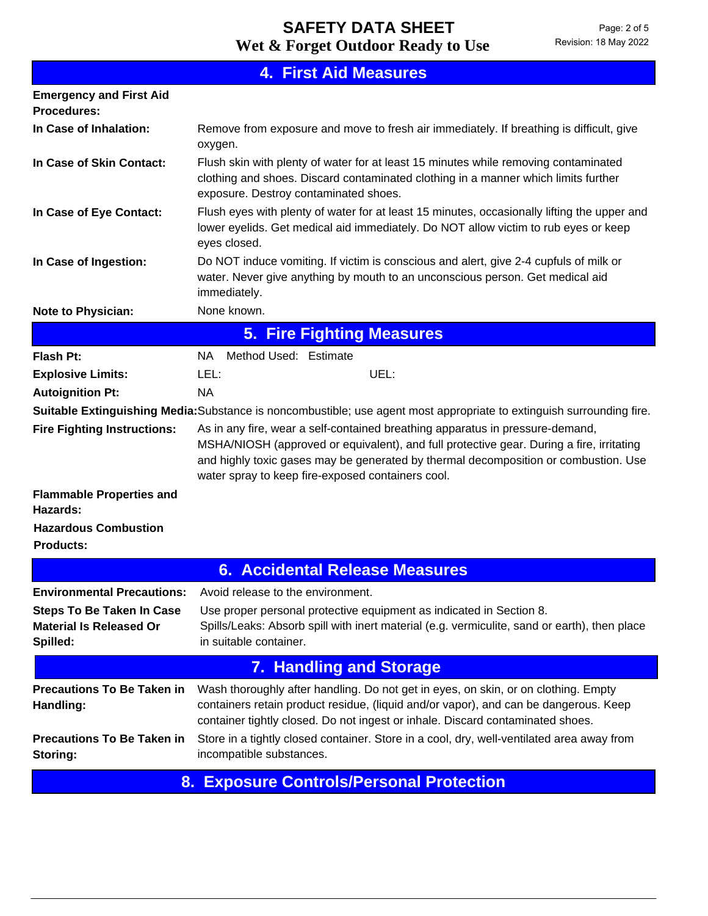## 4. First Aid Measures

**Emergency and First Aid Procedures:**

**In Case of Inhalation:** Remove from exposure and move to fresh air immediately. If breathing is difficult, give oxygen.

**In Case of Skin Contact:** Flush skin with plenty of water for at least 15 minutes while removing contaminated clothing and shoes. Discard contaminated clothing in a manner which limits further exposure. Destroy contaminated shoes.

**In Case of Eye Contact:** Flush eyes with plenty of water for at least 15 minutes, occasionally lifting the upper and lower eyelids. Get medical aid immediately. Do NOT allow victim to rub eyes or keep eyes closed.

**In Case of Ingestion:** Do NOT induce vomiting. If victim is conscious and alert, give 2-4 cupfuls of milk or water. Never give anything by mouth to an unconscious person. Get medical aid immediately.

**Note to Physician:** None known.

## 5. Fire Fighting Measures

**Flash Pt:** NA Method Used: Estimate

**Explosive Limits:** LEL: UEL:

**Autoignition Pt:** NA

**Suitable Extinguishing Media:** Substance is noncombustible; use agent most appropriate to extinguish surrounding fire.

**Fire Fighting Instructions:** As in any fire, wear a self-contained breathing apparatus in pressure-demand, MSHA/NIOSH (approved or equivalent), and full protective gear. During a fire, irritating and highly toxic gases may be generated by thermal decomposition or combustion. Use water spray to keep fire-exposed containers cool.

**Flammable Properties and Hazards:**

**Hazardous Combustion Products:**

## 6. Accidental Release Measures

**Environmental Precautions:** Avoid release to the environment.

**Steps To Be Taken In Case Material Is Released Or Spilled:** Use proper personal protective equipment as indicated in Section 8.
Spills/Leaks: Absorb spill with inert material (e.g. vermiculite, sand or earth), then place in suitable container.

## 7. Handling and Storage

**Precautions To Be Taken in Handling:** Wash thoroughly after handling. Do not get in eyes, on skin, or on clothing. Empty containers retain product residue, (liquid and/or vapor), and can be dangerous. Keep container tightly closed. Do not ingest or inhale. Discard contaminated shoes.

**Precautions To Be Taken in Storing:** Store in a tightly closed container. Store in a cool, dry, well-ventilated area away from incompatible substances.

## 8. Exposure Controls/Personal Protection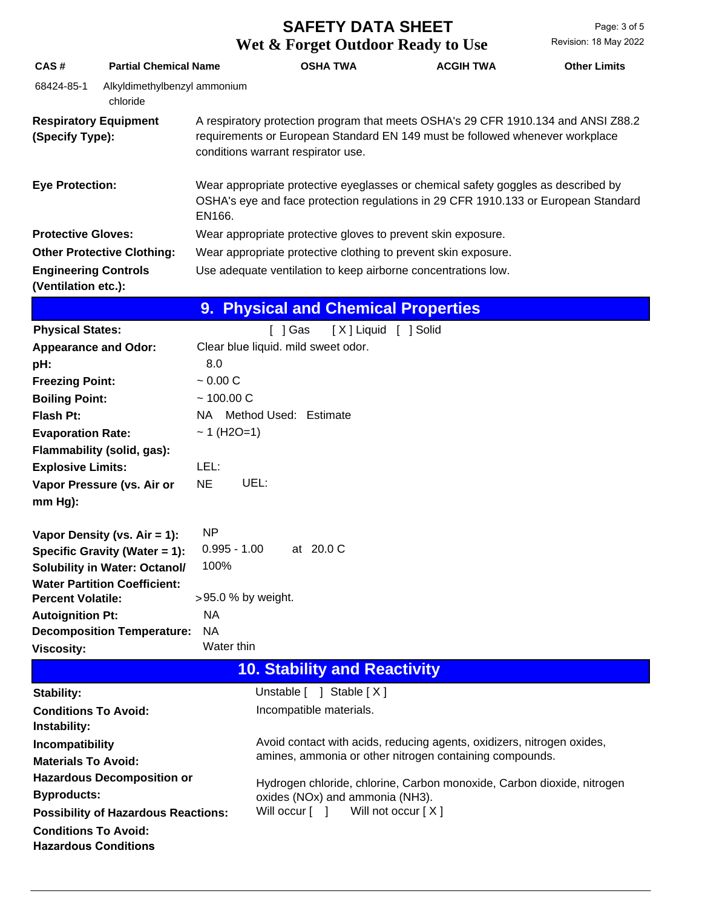| CAS # | Partial Chemical Name | OSHA TWA | ACGIH TWA | Other Limits |
|---|---|---|---|---|
| 68424-85-1 | Alkyldimethylbenzyl ammonium chloride | | | |

| | |
|---|---|
| **Respiratory Equipment (Specify Type):** | A respiratory protection program that meets OSHA's 29 CFR 1910.134 and ANSI Z88.2 requirements or European Standard EN 149 must be followed whenever workplace conditions warrant respirator use. |
| **Eye Protection:** | Wear appropriate protective eyeglasses or chemical safety goggles as described by OSHA's eye and face protection regulations in 29 CFR 1910.133 or European Standard EN166. |
| **Protective Gloves:** | Wear appropriate protective gloves to prevent skin exposure. |
| **Other Protective Clothing:** | Wear appropriate protective clothing to prevent skin exposure. |
| **Engineering Controls (Ventilation etc.):** | Use adequate ventilation to keep airborne concentrations low. |

## 9. Physical and Chemical Properties

| | |
|---|---|
| **Physical States:** | [ ] Gas [X] Liquid [ ] Solid |
| **Appearance and Odor:** | Clear blue liquid. mild sweet odor. |
| **pH:** | 8.0 |
| **Freezing Point:** | ~ 0.00 C |
| **Boiling Point:** | ~ 100.00 C |
| **Flash Pt:** | NA Method Used: Estimate |
| **Evaporation Rate:** | ~ 1 ($H_2O$=1) |
| **Flammability (solid, gas):** | |
| **Explosive Limits:** | LEL: UEL: |
| **Vapor Pressure (vs. Air or mm Hg):** | NE |
| **Vapor Density (vs. Air = 1):** | NP |
| **Specific Gravity (Water = 1):** | 0.995 - 1.00 at 20.0 C |
| **Solubility in Water: Octanol/ Water Partition Coefficient:** | 100% |
| **Percent Volatile:** | >95.0 % by weight. |
| **Autoignition Pt:** | NA |
| **Decomposition Temperature:** | NA |
| **Viscosity:** | Water thin |

## 10. Stability and Reactivity

| | |
|---|---|
| **Stability:** | Unstable [ ] Stable [ X ] |
| **Conditions To Avoid: Instability:** | Incompatible materials. |
| **Incompatibility Materials To Avoid:** | Avoid contact with acids, reducing agents, oxidizers, nitrogen oxides, amines, ammonia or other nitrogen containing compounds. |
| **Hazardous Decomposition or Byproducts:** | Hydrogen chloride, chlorine, Carbon monoxide, Carbon dioxide, nitrogen oxides (NOx) and ammonia ($NH_3$). |
| **Possibility of Hazardous Reactions:** | Will occur [ ] Will not occur [ X ] |
| **Conditions To Avoid: Hazardous Conditions** | |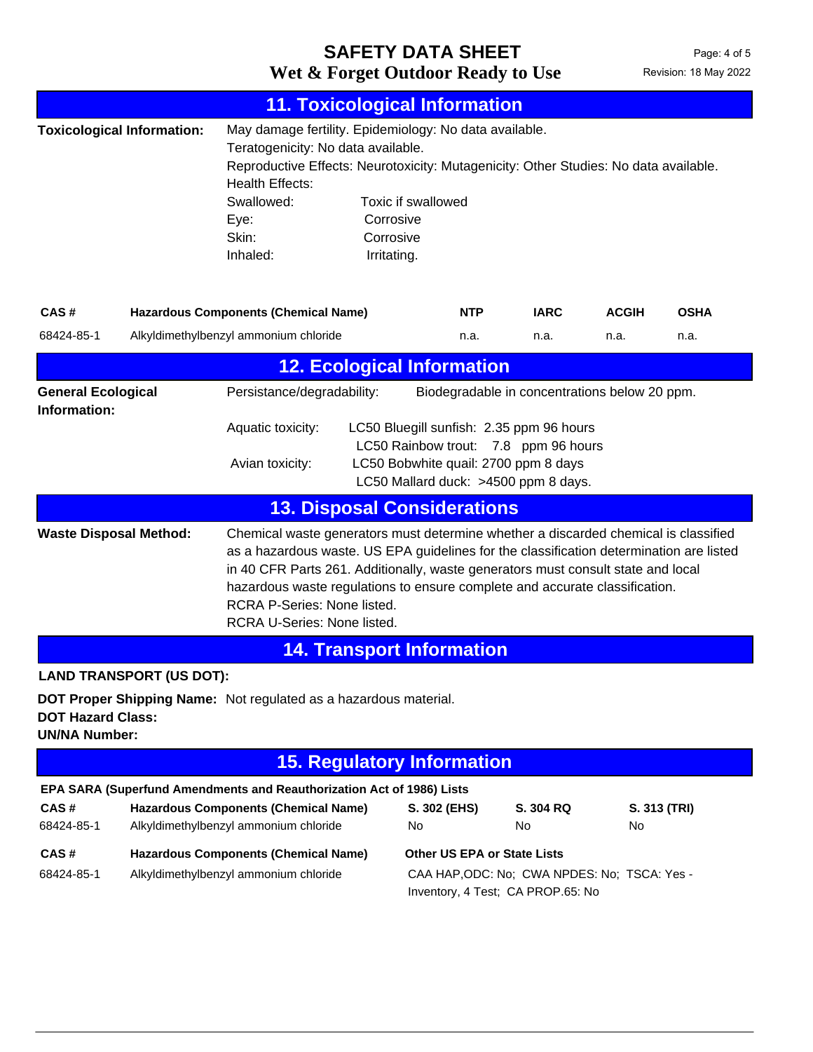## 11. Toxicological Information

**Toxicological Information:**

May damage fertility. Epidemiology: No data available.
Teratogenicity: No data available.
Reproductive Effects: Neurotoxicity: Mutagenicity: Other Studies: No data available.
Health Effects:

| | |
|---|---|
| Swallowed: | Toxic if swallowed |
| Eye: | Corrosive |
| Skin: | Corrosive |
| Inhaled: | Irritating. |

| CAS # | Hazardous Components (Chemical Name) | NTP | IARC | ACGIH | OSHA |
|---|---|---|---|---|---|
| 68424-85-1 | Alkyldimethylbenzyl ammonium chloride | n.a. | n.a. | n.a. | n.a. |

## 12. Ecological Information

**General Ecological Information:**

Persistance/degradability: Biodegradable in concentrations below 20 ppm.

Aquatic toxicity: LC50 Bluegill sunfish: 2.35 ppm 96 hours
LC50 Rainbow trout: 7.8 ppm 96 hours

Avian toxicity: LC50 Bobwhite quail: 2700 ppm 8 days
LC50 Mallard duck: >4500 ppm 8 days.

## 13. Disposal Considerations

**Waste Disposal Method:**

Chemical waste generators must determine whether a discarded chemical is classified as a hazardous waste. US EPA guidelines for the classification determination are listed in 40 CFR Parts 261. Additionally, waste generators must consult state and local hazardous waste regulations to ensure complete and accurate classification.
RCRA P-Series: None listed.
RCRA U-Series: None listed.

## 14. Transport Information

**LAND TRANSPORT (US DOT):**

**DOT Proper Shipping Name:** Not regulated as a hazardous material.
**DOT Hazard Class:**
**UN/NA Number:**

## 15. Regulatory Information

**EPA SARA (Superfund Amendments and Reauthorization Act of 1986) Lists**

| CAS # | Hazardous Components (Chemical Name) | S. 302 (EHS) | S. 304 RQ | S. 313 (TRI) |
|---|---|---|---|---|
| 68424-85-1 | Alkyldimethylbenzyl ammonium chloride | No | No | No |

| CAS # | Hazardous Components (Chemical Name) | Other US EPA or State Lists |
|---|---|---|
| 68424-85-1 | Alkyldimethylbenzyl ammonium chloride | CAA HAP,ODC: No; CWA NPDES: No; TSCA: Yes - Inventory, 4 Test; CA PROP.65: No |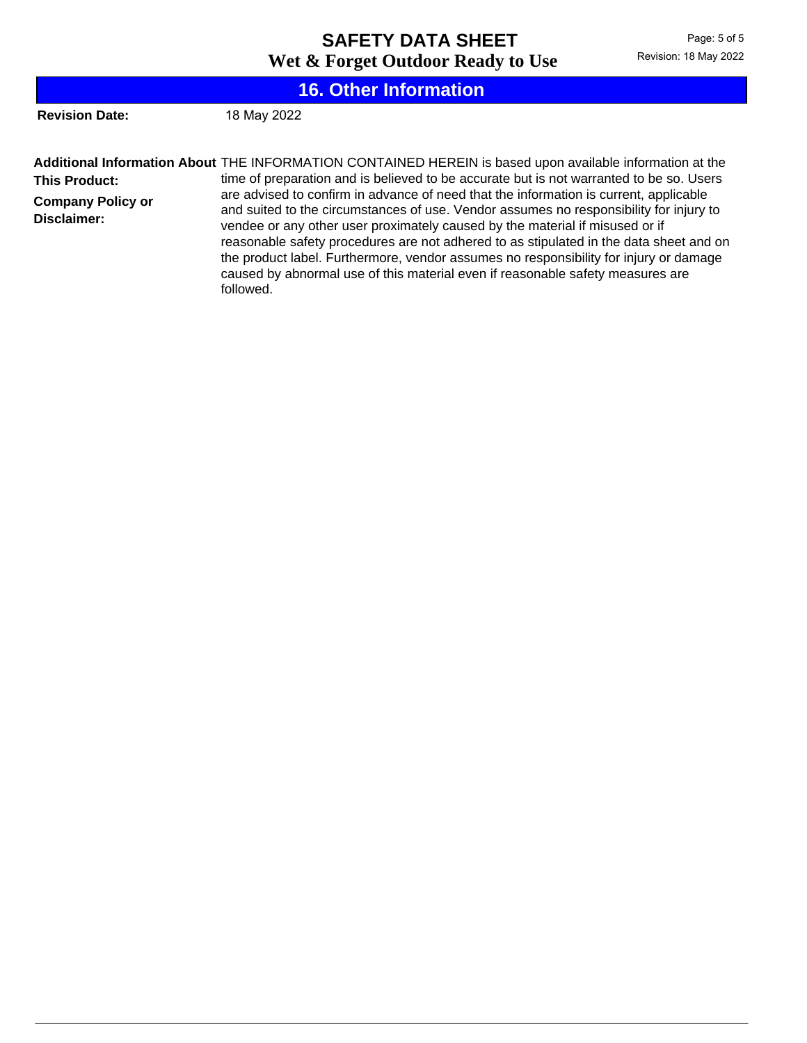## 16. Other Information

**Revision Date:** 18 May 2022

**Additional Information About This Product:**

**Company Policy or Disclaimer:**

THE INFORMATION CONTAINED HEREIN is based upon available information at the time of preparation and is believed to be accurate but is not warranted to be so. Users are advised to confirm in advance of need that the information is current, applicable and suited to the circumstances of use. Vendor assumes no responsibility for injury to vendee or any other user proximately caused by the material if misused or if reasonable safety procedures are not adhered to as stipulated in the data sheet and on the product label. Furthermore, vendor assumes no responsibility for injury or damage caused by abnormal use of this material even if reasonable safety measures are followed.